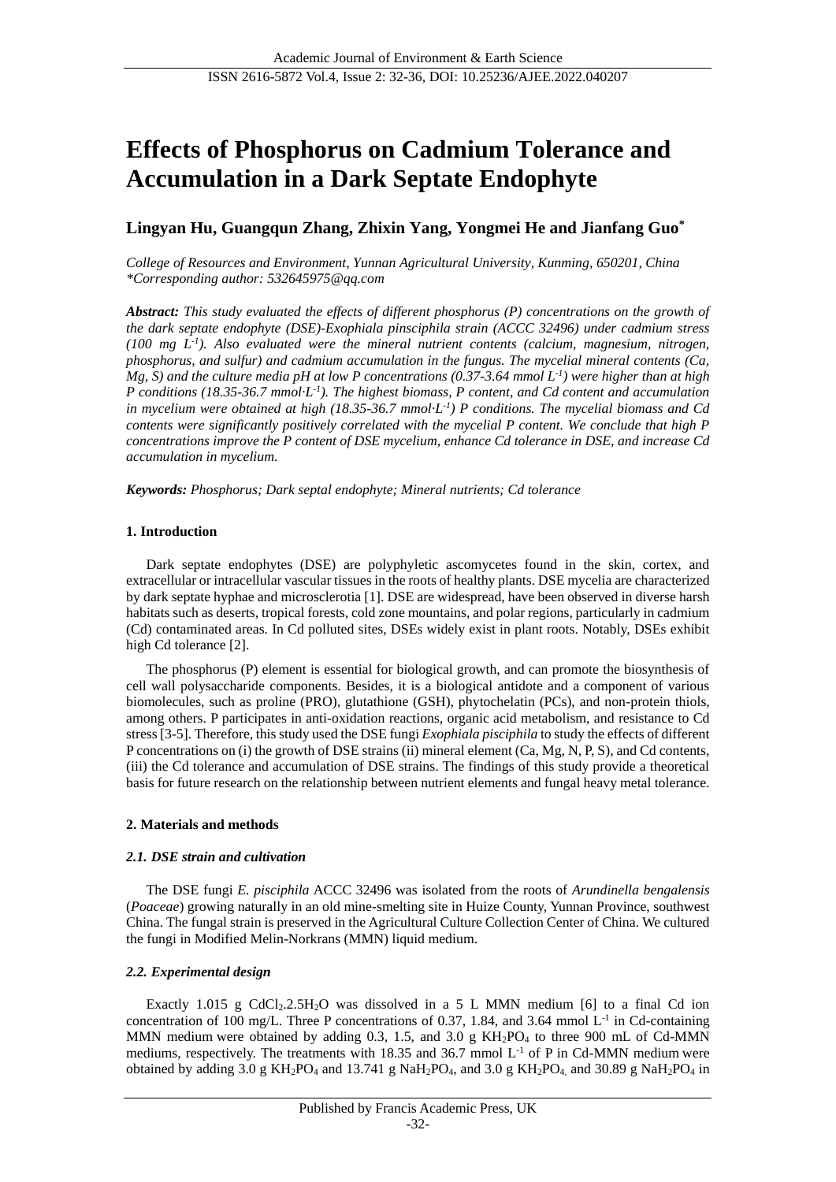# Effects of Phosphorus on Cadmium Tolerance and Accumulation in a Dark Septate Endophyte

**Lingyan Hu, Guangqun Zhang, Zhixin Yang, Yongmei He and Jianfang Guo***

*College of Resources and Environment, Yunnan Agricultural University, Kunming, 650201, China*
*\*Corresponding author: 532645975@qq.com*

***Abstract:*** *This study evaluated the effects of different phosphorus (P) concentrations on the growth of the dark septate endophyte (DSE)-Exophiala pinsciphila strain (ACCC 32496) under cadmium stress (100 mg $L^{-1}$). Also evaluated were the mineral nutrient contents (calcium, magnesium, nitrogen, phosphorus, and sulfur) and cadmium accumulation in the fungus. The mycelial mineral contents (Ca, Mg, S) and the culture media pH at low P concentrations (0.37-3.64 mmol $L^{-1}$) were higher than at high P conditions (18.35-36.7 mmol·$L^{-1}$). The highest biomass, P content, and Cd content and accumulation in mycelium were obtained at high (18.35-36.7 mmol·$L^{-1}$) P conditions. The mycelial biomass and Cd contents were significantly positively correlated with the mycelial P content. We conclude that high P concentrations improve the P content of DSE mycelium, enhance Cd tolerance in DSE, and increase Cd accumulation in mycelium.*

***Keywords:*** *Phosphorus; Dark septal endophyte; Mineral nutrients; Cd tolerance*

## 1. Introduction

Dark septate endophytes (DSE) are polyphyletic ascomycetes found in the skin, cortex, and extracellular or intracellular vascular tissues in the roots of healthy plants. DSE mycelia are characterized by dark septate hyphae and microsclerotia [1]. DSE are widespread, have been observed in diverse harsh habitats such as deserts, tropical forests, cold zone mountains, and polar regions, particularly in cadmium (Cd) contaminated areas. In Cd polluted sites, DSEs widely exist in plant roots. Notably, DSEs exhibit high Cd tolerance [2].

The phosphorus (P) element is essential for biological growth, and can promote the biosynthesis of cell wall polysaccharide components. Besides, it is a biological antidote and a component of various biomolecules, such as proline (PRO), glutathione (GSH), phytochelatin (PCs), and non-protein thiols, among others. P participates in anti-oxidation reactions, organic acid metabolism, and resistance to Cd stress [3-5]. Therefore, this study used the DSE fungi *Exophiala pisciphila* to study the effects of different P concentrations on (i) the growth of DSE strains (ii) mineral element (Ca, Mg, N, P, S), and Cd contents, (iii) the Cd tolerance and accumulation of DSE strains. The findings of this study provide a theoretical basis for future research on the relationship between nutrient elements and fungal heavy metal tolerance.

## 2. Materials and methods

### *2.1. DSE strain and cultivation*

The DSE fungi *E. pisciphila* ACCC 32496 was isolated from the roots of *Arundinella bengalensis* (*Poaceae*) growing naturally in an old mine-smelting site in Huize County, Yunnan Province, southwest China. The fungal strain is preserved in the Agricultural Culture Collection Center of China. We cultured the fungi in Modified Melin-Norkrans (MMN) liquid medium.

### *2.2. Experimental design*

Exactly 1.015 g $CdCl_2.2.5H_2O$ was dissolved in a 5 L MMN medium [6] to a final Cd ion concentration of 100 mg/L. Three P concentrations of 0.37, 1.84, and 3.64 mmol $L^{-1}$ in Cd-containing MMN medium were obtained by adding 0.3, 1.5, and 3.0 g $KH_2PO_4$ to three 900 mL of Cd-MMN mediums, respectively. The treatments with 18.35 and 36.7 mmol $L^{-1}$ of P in Cd-MMN medium were obtained by adding 3.0 g $KH_2PO_4$ and 13.741 g $NaH_2PO_4$, and 3.0 g $KH_2PO_4$, and 30.89 g $NaH_2PO_4$ in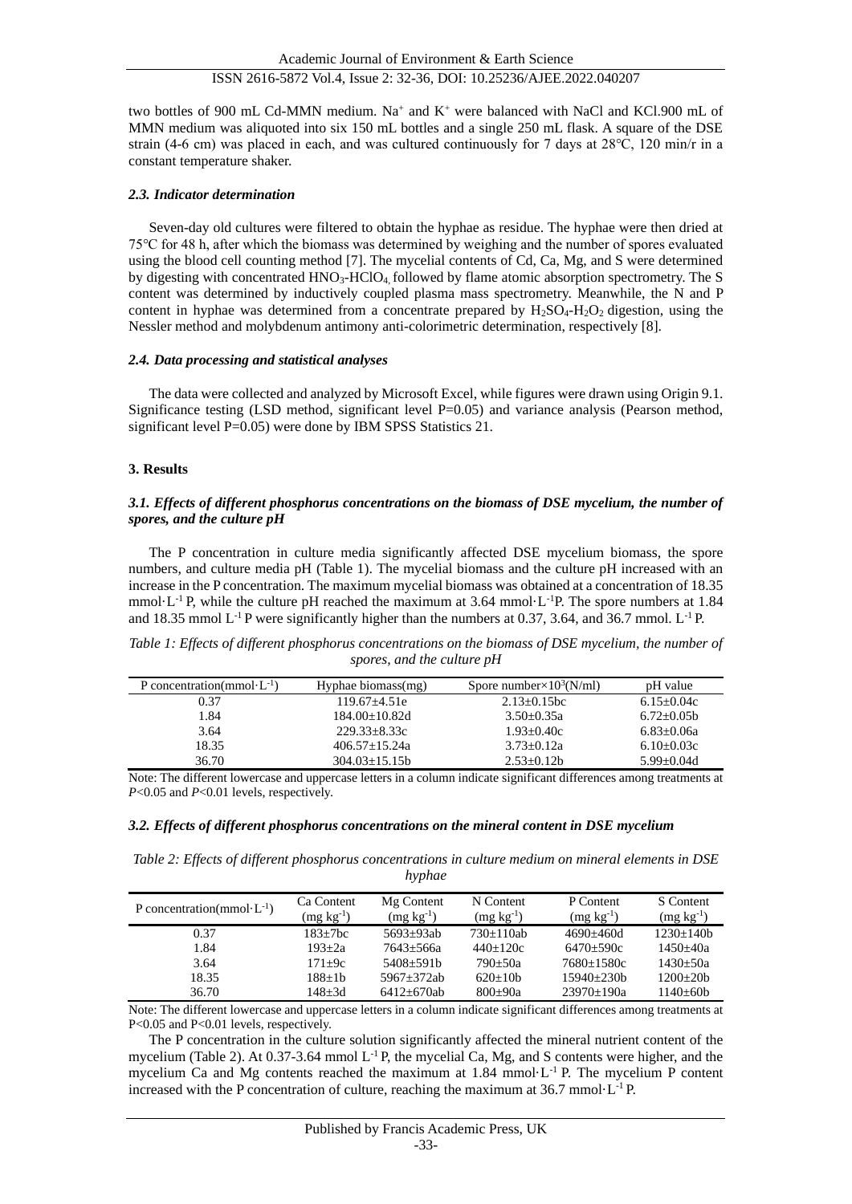two bottles of 900 mL Cd-MMN medium. $Na^+$ and $K^+$ were balanced with NaCl and KCl.900 mL of MMN medium was aliquoted into six 150 mL bottles and a single 250 mL flask. A square of the DSE strain (4-6 cm) was placed in each, and was cultured continuously for 7 days at 28℃, 120 min/r in a constant temperature shaker.

#### *2.3. Indicator determination*

Seven-day old cultures were filtered to obtain the hyphae as residue. The hyphae were then dried at 75℃ for 48 h, after which the biomass was determined by weighing and the number of spores evaluated using the blood cell counting method [7]. The mycelial contents of Cd, Ca, Mg, and S were determined by digesting with concentrated $HNO_3$-$HClO_4$, followed by flame atomic absorption spectrometry. The S content was determined by inductively coupled plasma mass spectrometry. Meanwhile, the N and P content in hyphae was determined from a concentrate prepared by $H_2SO_4$-$H_2O_2$ digestion, using the Nessler method and molybdenum antimony anti-colorimetric determination, respectively [8].

#### *2.4. Data processing and statistical analyses*

The data were collected and analyzed by Microsoft Excel, while figures were drawn using Origin 9.1. Significance testing (LSD method, significant level P=0.05) and variance analysis (Pearson method, significant level P=0.05) were done by IBM SPSS Statistics 21.

## 3. Results

#### *3.1. Effects of different phosphorus concentrations on the biomass of DSE mycelium, the number of spores, and the culture pH*

The P concentration in culture media significantly affected DSE mycelium biomass, the spore numbers, and culture media pH (Table 1). The mycelial biomass and the culture pH increased with an increase in the P concentration. The maximum mycelial biomass was obtained at a concentration of 18.35 $mmol \cdot L^{-1}$ P, while the culture pH reached the maximum at 3.64 $mmol \cdot L^{-1}$P. The spore numbers at 1.84 and 18.35 mmol $L^{-1}$ P were significantly higher than the numbers at 0.37, 3.64, and 36.7 mmol. $L^{-1}$ P.

*Table 1: Effects of different phosphorus concentrations on the biomass of DSE mycelium, the number of spores, and the culture pH*

| P concentration($mmol \cdot L^{-1}$) | Hyphae biomass(mg) | Spore number$\times 10^3$(N/ml) | pH value |
|---|---|---|---|
| 0.37 | 119.67±4.51e | 2.13±0.15bc | 6.15±0.04c |
| 1.84 | 184.00±10.82d | 3.50±0.35a | 6.72±0.05b |
| 3.64 | 229.33±8.33c | 1.93±0.40c | 6.83±0.06a |
| 18.35 | 406.57±15.24a | 3.73±0.12a | 6.10±0.03c |
| 36.70 | 304.03±15.15b | 2.53±0.12b | 5.99±0.04d |

Note: The different lowercase and uppercase letters in a column indicate significant differences among treatments at $P$<0.05 and $P$<0.01 levels, respectively.

#### *3.2. Effects of different phosphorus concentrations on the mineral content in DSE mycelium*

*Table 2: Effects of different phosphorus concentrations in culture medium on mineral elements in DSE hyphae*

| P concentration($mmol \cdot L^{-1}$) | Ca Content ($mg\ kg^{-1}$) | Mg Content ($mg\ kg^{-1}$) | N Content ($mg\ kg^{-1}$) | P Content ($mg\ kg^{-1}$) | S Content ($mg\ kg^{-1}$) |
|---|---|---|---|---|---|
| 0.37 | 183±7bc | 5693±93ab | 730±110ab | 4690±460d | 1230±140b |
| 1.84 | 193±2a | 7643±566a | 440±120c | 6470±590c | 1450±40a |
| 3.64 | 171±9c | 5408±591b | 790±50a | 7680±1580c | 1430±50a |
| 18.35 | 188±1b | 5967±372ab | 620±10b | 15940±230b | 1200±20b |
| 36.70 | 148±3d | 6412±670ab | 800±90a | 23970±190a | 1140±60b |

Note: The different lowercase and uppercase letters in a column indicate significant differences among treatments at P<0.05 and P<0.01 levels, respectively.

The P concentration in the culture solution significantly affected the mineral nutrient content of the mycelium (Table 2). At 0.37-3.64 mmol $L^{-1}$ P, the mycelial Ca, Mg, and S contents were higher, and the mycelium Ca and Mg contents reached the maximum at 1.84 $mmol \cdot L^{-1}$ P. The mycelium P content increased with the P concentration of culture, reaching the maximum at 36.7 $mmol \cdot L^{-1}$ P.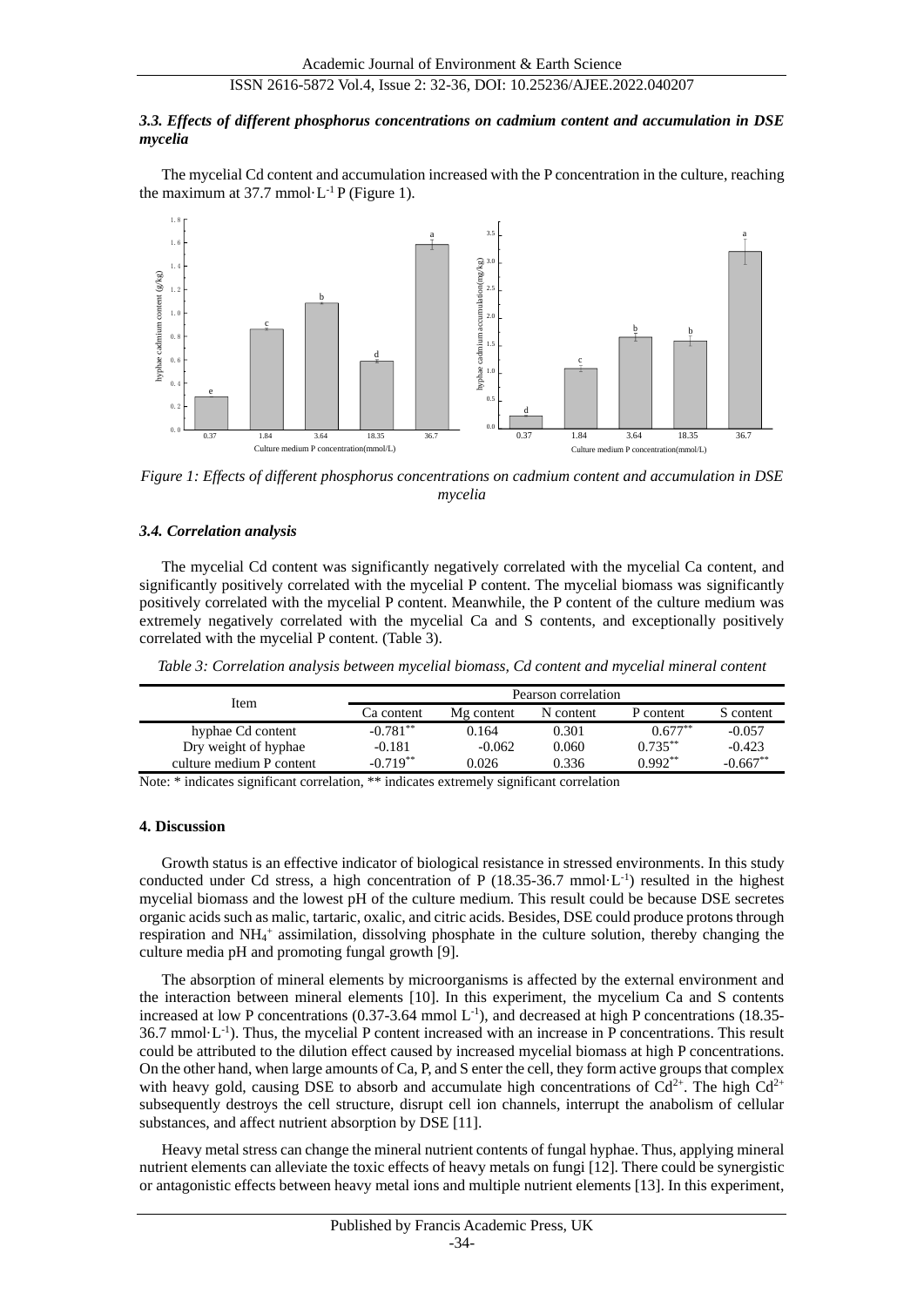### *3.3. Effects of different phosphorus concentrations on cadmium content and accumulation in DSE mycelia*

The mycelial Cd content and accumulation increased with the P concentration in the culture, reaching the maximum at 37.7 mmol·L$^{-1}$ P (Figure 1).

*Figure 1: Effects of different phosphorus concentrations on cadmium content and accumulation in DSE mycelia*

### *3.4. Correlation analysis*

The mycelial Cd content was significantly negatively correlated with the mycelial Ca content, and significantly positively correlated with the mycelial P content. The mycelial biomass was significantly positively correlated with the mycelial P content. Meanwhile, the P content of the culture medium was extremely negatively correlated with the mycelial Ca and S contents, and exceptionally positively correlated with the mycelial P content. (Table 3).

*Table 3: Correlation analysis between mycelial biomass, Cd content and mycelial mineral content*

| Item | Pearson correlation | | | | |
|---|---|---|---|---|---|
| | Ca content | Mg content | N content | P content | S content |
| hyphae Cd content | -0.781** | 0.164 | 0.301 | 0.677** | -0.057 |
| Dry weight of hyphae | -0.181 | -0.062 | 0.060 | 0.735** | -0.423 |
| culture medium P content | -0.719** | 0.026 | 0.336 | 0.992** | -0.667** |

Note: * indicates significant correlation, ** indicates extremely significant correlation

## 4. Discussion

Growth status is an effective indicator of biological resistance in stressed environments. In this study conducted under Cd stress, a high concentration of P (18.35-36.7 mmol·L$^{-1}$) resulted in the highest mycelial biomass and the lowest pH of the culture medium. This result could be because DSE secretes organic acids such as malic, tartaric, oxalic, and citric acids. Besides, DSE could produce protons through respiration and $NH_4^+$ assimilation, dissolving phosphate in the culture solution, thereby changing the culture media pH and promoting fungal growth [9].

The absorption of mineral elements by microorganisms is affected by the external environment and the interaction between mineral elements [10]. In this experiment, the mycelium Ca and S contents increased at low P concentrations (0.37-3.64 mmol L$^{-1}$), and decreased at high P concentrations (18.35-36.7 mmol·L$^{-1}$). Thus, the mycelial P content increased with an increase in P concentrations. This result could be attributed to the dilution effect caused by increased mycelial biomass at high P concentrations. On the other hand, when large amounts of Ca, P, and S enter the cell, they form active groups that complex with heavy gold, causing DSE to absorb and accumulate high concentrations of $Cd^{2+}$. The high $Cd^{2+}$ subsequently destroys the cell structure, disrupt cell ion channels, interrupt the anabolism of cellular substances, and affect nutrient absorption by DSE [11].

Heavy metal stress can change the mineral nutrient contents of fungal hyphae. Thus, applying mineral nutrient elements can alleviate the toxic effects of heavy metals on fungi [12]. There could be synergistic or antagonistic effects between heavy metal ions and multiple nutrient elements [13]. In this experiment,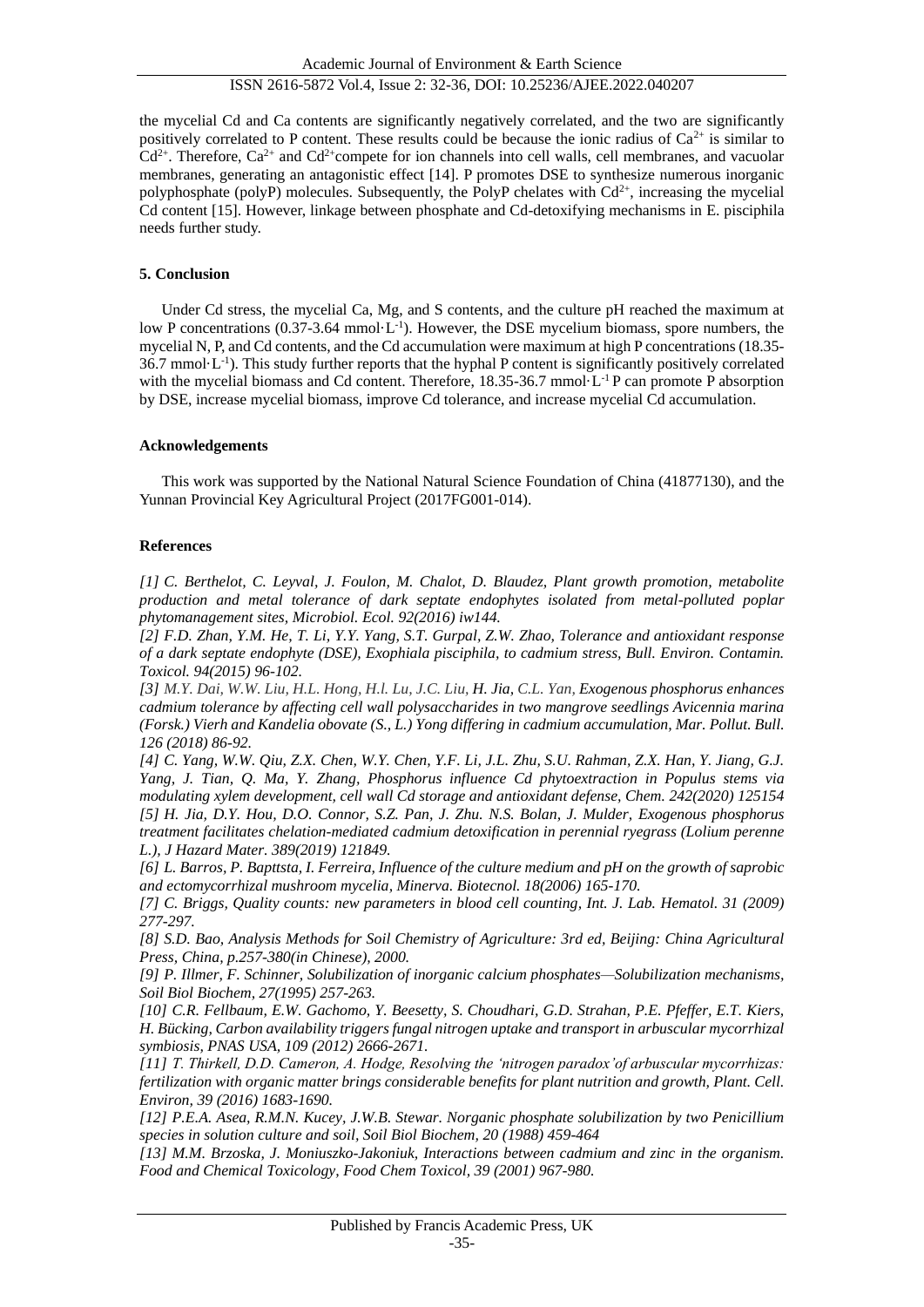the mycelial Cd and Ca contents are significantly negatively correlated, and the two are significantly positively correlated to P content. These results could be because the ionic radius of $Ca^{2+}$ is similar to $Cd^{2+}$. Therefore, $Ca^{2+}$ and $Cd^{2+}$compete for ion channels into cell walls, cell membranes, and vacuolar membranes, generating an antagonistic effect [14]. P promotes DSE to synthesize numerous inorganic polyphosphate (polyP) molecules. Subsequently, the PolyP chelates with $Cd^{2+}$, increasing the mycelial Cd content [15]. However, linkage between phosphate and Cd-detoxifying mechanisms in E. pisciphila needs further study.

## 5. Conclusion

Under Cd stress, the mycelial Ca, Mg, and S contents, and the culture pH reached the maximum at low P concentrations (0.37-3.64 mmol·$L^{-1}$). However, the DSE mycelium biomass, spore numbers, the mycelial N, P, and Cd contents, and the Cd accumulation were maximum at high P concentrations (18.35-36.7 mmol·$L^{-1}$). This study further reports that the hyphal P content is significantly positively correlated with the mycelial biomass and Cd content. Therefore, 18.35-36.7 mmol·$L^{-1}$ P can promote P absorption by DSE, increase mycelial biomass, improve Cd tolerance, and increase mycelial Cd accumulation.

## Acknowledgements

This work was supported by the National Natural Science Foundation of China (41877130), and the Yunnan Provincial Key Agricultural Project (2017FG001-014).

## References

*[1] C. Berthelot, C. Leyval, J. Foulon, M. Chalot, D. Blaudez, Plant growth promotion, metabolite production and metal tolerance of dark septate endophytes isolated from metal-polluted poplar phytomanagement sites, Microbiol. Ecol. 92(2016) iw144.*

*[2] F.D. Zhan, Y.M. He, T. Li, Y.Y. Yang, S.T. Gurpal, Z.W. Zhao, Tolerance and antioxidant response of a dark septate endophyte (DSE), Exophiala pisciphila, to cadmium stress, Bull. Environ. Contamin. Toxicol. 94(2015) 96-102.*

*[3] M.Y. Dai, W.W. Liu, H.L. Hong, H.l. Lu, J.C. Liu, H. Jia, C.L. Yan, Exogenous phosphorus enhances cadmium tolerance by affecting cell wall polysaccharides in two mangrove seedlings Avicennia marina (Forsk.) Vierh and Kandelia obovate (S., L.) Yong differing in cadmium accumulation, Mar. Pollut. Bull. 126 (2018) 86-92.*

*[4] C. Yang, W.W. Qiu, Z.X. Chen, W.Y. Chen, Y.F. Li, J.L. Zhu, S.U. Rahman, Z.X. Han, Y. Jiang, G.J. Yang, J. Tian, Q. Ma, Y. Zhang, Phosphorus influence Cd phytoextraction in Populus stems via modulating xylem development, cell wall Cd storage and antioxidant defense, Chem. 242(2020) 125154*

*[5] H. Jia, D.Y. Hou, D.O. Connor, S.Z. Pan, J. Zhu. N.S. Bolan, J. Mulder, Exogenous phosphorus treatment facilitates chelation-mediated cadmium detoxification in perennial ryegrass (Lolium perenne L.), J Hazard Mater. 389(2019) 121849.*

*[6] L. Barros, P. Bapttsta, I. Ferreira, Influence of the culture medium and pH on the growth of saprobic and ectomycorrhizal mushroom mycelia, Minerva. Biotecnol. 18(2006) 165-170.*

*[7] C. Briggs, Quality counts: new parameters in blood cell counting, Int. J. Lab. Hematol. 31 (2009) 277-297.*

*[8] S.D. Bao, Analysis Methods for Soil Chemistry of Agriculture: 3rd ed, Beijing: China Agricultural Press, China, p.257-380(in Chinese), 2000.*

*[9] P. Illmer, F. Schinner, Solubilization of inorganic calcium phosphates—Solubilization mechanisms, Soil Biol Biochem, 27(1995) 257-263.*

*[10] C.R. Fellbaum, E.W. Gachomo, Y. Beesetty, S. Choudhari, G.D. Strahan, P.E. Pfeffer, E.T. Kiers, H. Bücking, Carbon availability triggers fungal nitrogen uptake and transport in arbuscular mycorrhizal symbiosis, PNAS USA, 109 (2012) 2666-2671.*

*[11] T. Thirkell, D.D. Cameron, A. Hodge, Resolving the 'nitrogen paradox'of arbuscular mycorrhizas: fertilization with organic matter brings considerable benefits for plant nutrition and growth, Plant. Cell. Environ, 39 (2016) 1683-1690.*

*[12] P.E.A. Asea, R.M.N. Kucey, J.W.B. Stewar. Norganic phosphate solubilization by two Penicillium species in solution culture and soil, Soil Biol Biochem, 20 (1988) 459-464*

*[13] M.M. Brzoska, J. Moniuszko-Jakoniuk, Interactions between cadmium and zinc in the organism. Food and Chemical Toxicology, Food Chem Toxicol, 39 (2001) 967-980.*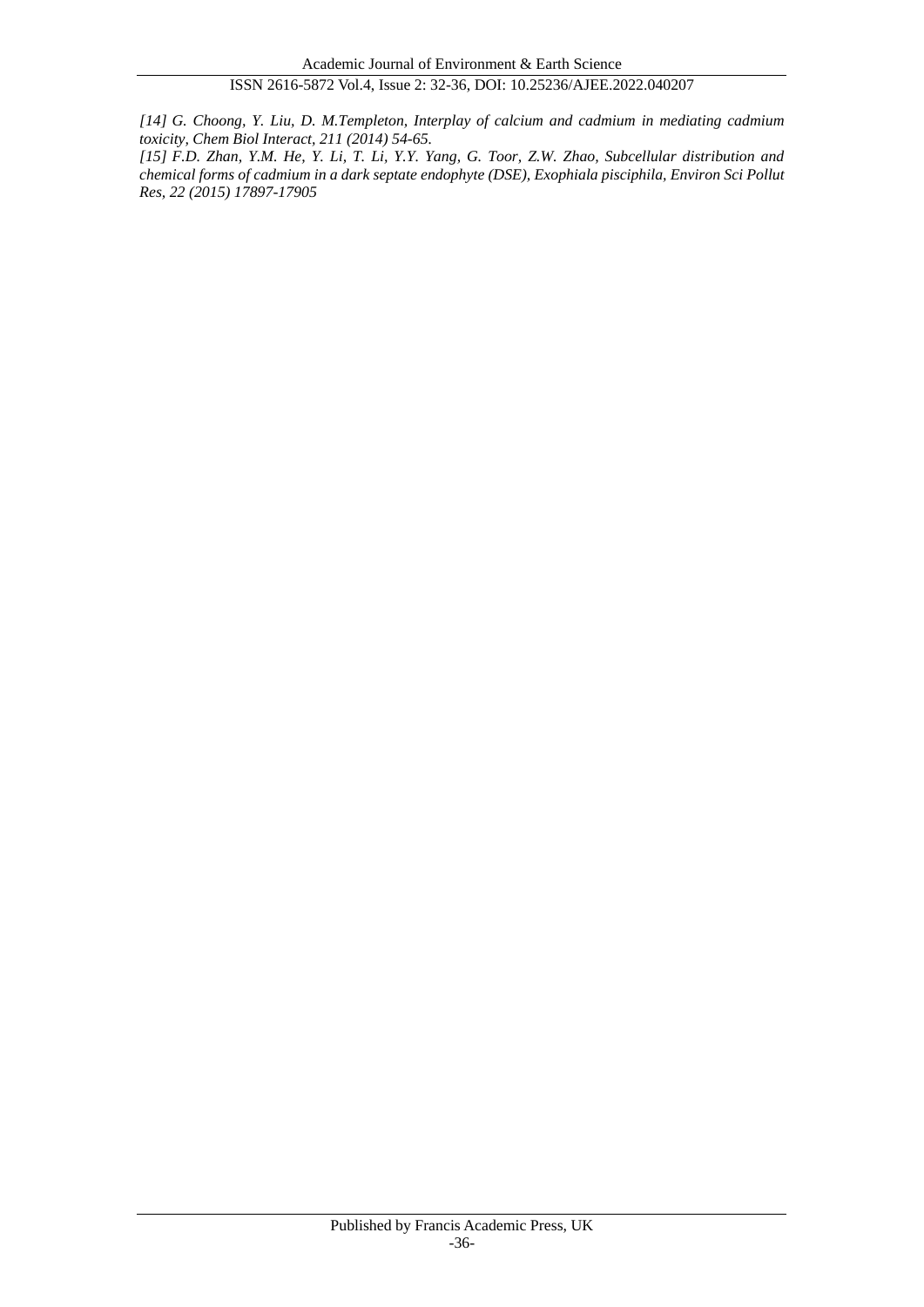*[14] G. Choong, Y. Liu, D. M.Templeton, Interplay of calcium and cadmium in mediating cadmium toxicity, Chem Biol Interact, 211 (2014) 54-65.*

*[15] F.D. Zhan, Y.M. He, Y. Li, T. Li, Y.Y. Yang, G. Toor, Z.W. Zhao, Subcellular distribution and chemical forms of cadmium in a dark septate endophyte (DSE), Exophiala pisciphila, Environ Sci Pollut Res, 22 (2015) 17897-17905*